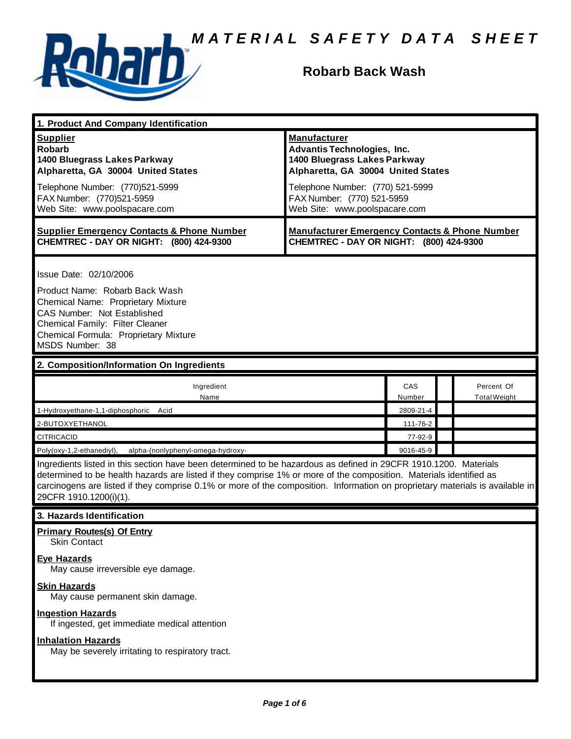# MATERIAL SAFETY DATA SHEET

## Robarb Back Wash

### 1. Product And Company Identification

**Supplier**
**Robarb**
**1400 Bluegrass Lakes Parkway**
**Alpharetta, GA 30004 United States**

Telephone Number: (770)521-5999
FAX Number: (770)521-5959
Web Site: www.poolspacare.com

**Manufacturer**
**Advantis Technologies, Inc.**
**1400 Bluegrass Lakes Parkway**
**Alpharetta, GA 30004 United States**

Telephone Number: (770) 521-5999
FAX Number: (770) 521-5959
Web Site: www.poolspacare.com

**Supplier Emergency Contacts & Phone Number**
**CHEMTREC - DAY OR NIGHT: (800) 424-9300**

**Manufacturer Emergency Contacts & Phone Number**
**CHEMTREC - DAY OR NIGHT: (800) 424-9300**

Issue Date: 02/10/2006

Product Name: Robarb Back Wash
Chemical Name: Proprietary Mixture
CAS Number: Not Established
Chemical Family: Filter Cleaner
Chemical Formula: Proprietary Mixture
MSDS Number: 38

### 2. Composition/Information On Ingredients

| Ingredient Name | CAS Number | | Percent Of Total Weight |
|---|---|---|---|
| 1-Hydroxyethane-1,1-diphosphoric Acid | 2809-21-4 | | |
| 2-BUTOXYETHANOL | 111-76-2 | | |
| CITRICACID | 77-92-9 | | |
| Poly(oxy-1,2-ethanediyl), alpha-(nonlyphenyl-omega-hydroxy- | 9016-45-9 | | |

Ingredients listed in this section have been determined to be hazardous as defined in 29CFR 1910.1200. Materials determined to be health hazards are listed if they comprise 1% or more of the composition. Materials identified as carcinogens are listed if they comprise 0.1% or more of the composition. Information on proprietary materials is available in 29CFR 1910.1200(i)(1).

### 3. Hazards Identification

**Primary Routes(s) Of Entry**
Skin Contact

**Eye Hazards**
May cause irreversible eye damage.

**Skin Hazards**
May cause permanent skin damage.

**Ingestion Hazards**
If ingested, get immediate medical attention

**Inhalation Hazards**
May be severely irritating to respiratory tract.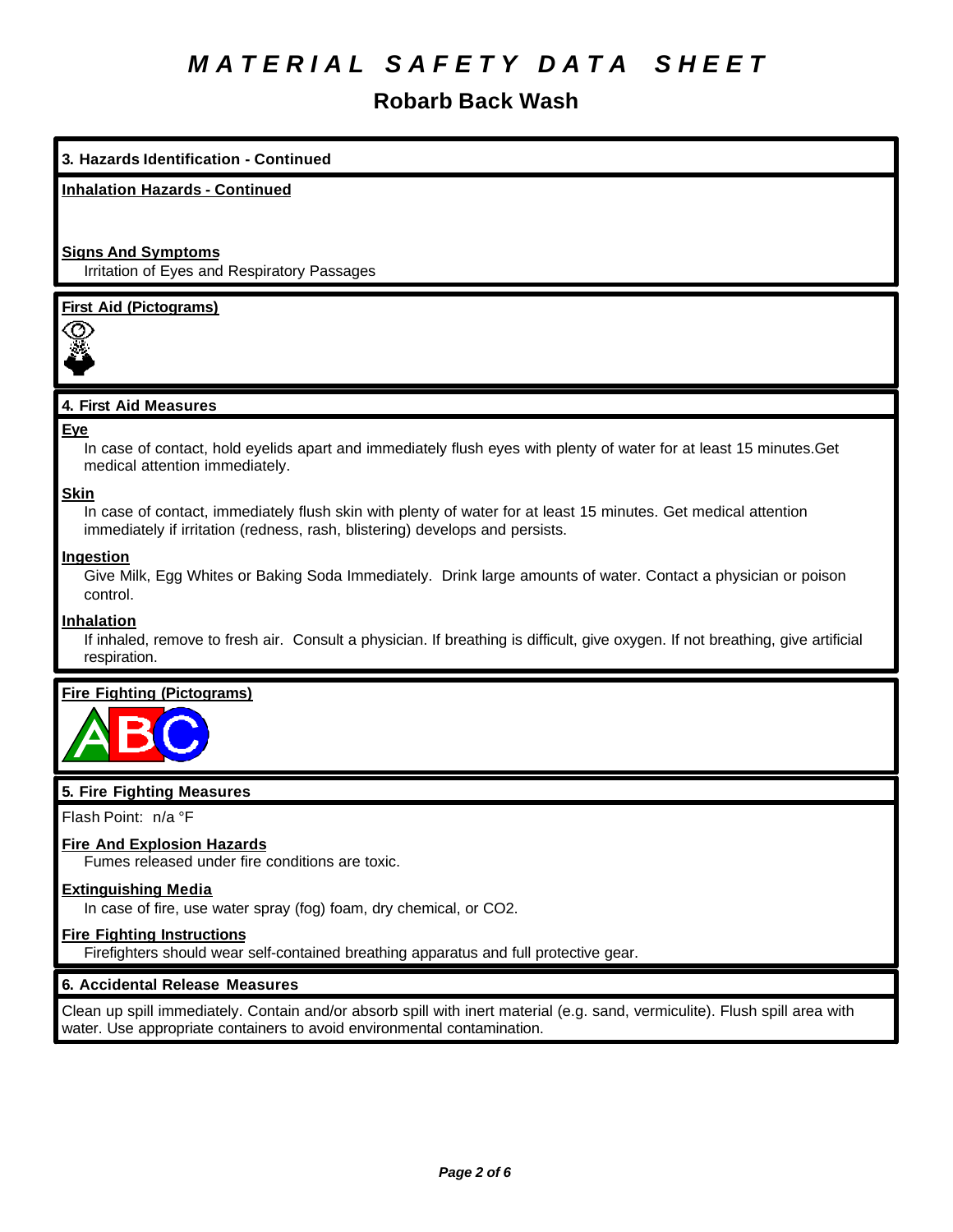# MATERIAL SAFETY DATA SHEET

## Robarb Back Wash

### 3. Hazards Identification - Continued

**Inhalation Hazards - Continued**

**Signs And Symptoms**

Irritation of Eyes and Respiratory Passages

**First Aid (Pictograms)**

### 4. First Aid Measures

**Eye**

In case of contact, hold eyelids apart and immediately flush eyes with plenty of water for at least 15 minutes.Get medical attention immediately.

**Skin**

In case of contact, immediately flush skin with plenty of water for at least 15 minutes. Get medical attention immediately if irritation (redness, rash, blistering) develops and persists.

**Ingestion**

Give Milk, Egg Whites or Baking Soda Immediately. Drink large amounts of water. Contact a physician or poison control.

**Inhalation**

If inhaled, remove to fresh air. Consult a physician. If breathing is difficult, give oxygen. If not breathing, give artificial respiration.

**Fire Fighting (Pictograms)**

### 5. Fire Fighting Measures

Flash Point: n/a °F

**Fire And Explosion Hazards**

Fumes released under fire conditions are toxic.

**Extinguishing Media**

In case of fire, use water spray (fog) foam, dry chemical, or $CO_2$.

**Fire Fighting Instructions**

Firefighters should wear self-contained breathing apparatus and full protective gear.

### 6. Accidental Release Measures

Clean up spill immediately. Contain and/or absorb spill with inert material (e.g. sand, vermiculite). Flush spill area with water. Use appropriate containers to avoid environmental contamination.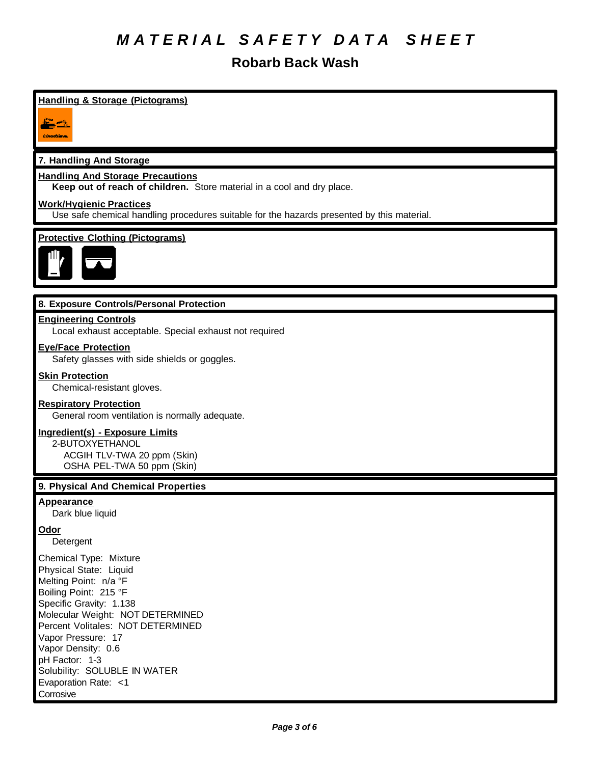# MATERIAL SAFETY DATA SHEET

## Robarb Back Wash

**Handling & Storage (Pictograms)**

### 7. Handling And Storage

**Handling And Storage Precautions**

**Keep out of reach of children.** Store material in a cool and dry place.

**Work/Hygienic Practices**

Use safe chemical handling procedures suitable for the hazards presented by this material.

**Protective Clothing (Pictograms)**

### 8. Exposure Controls/Personal Protection

**Engineering Controls**

Local exhaust acceptable. Special exhaust not required

**Eye/Face Protection**

Safety glasses with side shields or goggles.

**Skin Protection**

Chemical-resistant gloves.

**Respiratory Protection**

General room ventilation is normally adequate.

**Ingredient(s) - Exposure Limits**

2-BUTOXYETHANOL
- ACGIH TLV-TWA 20 ppm (Skin)
- OSHA PEL-TWA 50 ppm (Skin)

### 9. Physical And Chemical Properties

**Appearance**

Dark blue liquid

**Odor**

Detergent

Chemical Type: Mixture
Physical State: Liquid
Melting Point: n/a °F
Boiling Point: 215 °F
Specific Gravity: 1.138
Molecular Weight: NOT DETERMINED
Percent Volitales: NOT DETERMINED
Vapor Pressure: 17
Vapor Density: 0.6
pH Factor: 1-3
Solubility: SOLUBLE IN WATER
Evaporation Rate: <1
Corrosive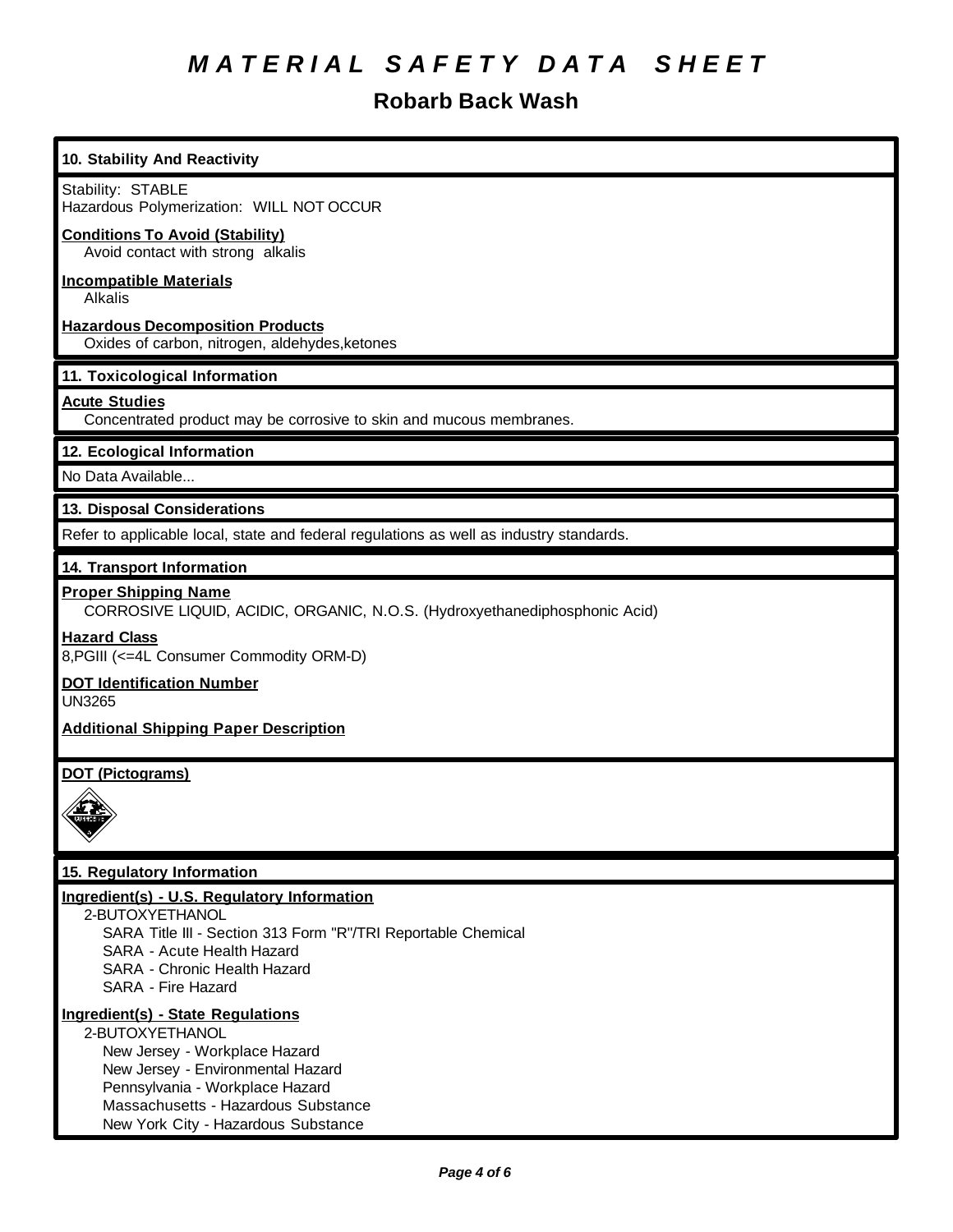# MATERIAL SAFETY DATA SHEET

## Robarb Back Wash

### 10. Stability And Reactivity

Stability: STABLE
Hazardous Polymerization: WILL NOT OCCUR

**Conditions To Avoid (Stability)**
Avoid contact with strong alkalis

**Incompatible Materials**
Alkalis

**Hazardous Decomposition Products**
Oxides of carbon, nitrogen, aldehydes,ketones

### 11. Toxicological Information

**Acute Studies**
Concentrated product may be corrosive to skin and mucous membranes.

### 12. Ecological Information

No Data Available...

### 13. Disposal Considerations

Refer to applicable local, state and federal regulations as well as industry standards.

### 14. Transport Information

**Proper Shipping Name**
CORROSIVE LIQUID, ACIDIC, ORGANIC, N.O.S. (Hydroxyethanediphosphonic Acid)

**Hazard Class**
8,PGIII (<=4L Consumer Commodity ORM-D)

**DOT Identification Number**
UN3265

**Additional Shipping Paper Description**

**DOT (Pictograms)**

### 15. Regulatory Information

**Ingredient(s) - U.S. Regulatory Information**

2-BUTOXYETHANOL
- SARA Title III - Section 313 Form "R"/TRI Reportable Chemical
- SARA - Acute Health Hazard
- SARA - Chronic Health Hazard
- SARA - Fire Hazard

**Ingredient(s) - State Regulations**

2-BUTOXYETHANOL
- New Jersey - Workplace Hazard
- New Jersey - Environmental Hazard
- Pennsylvania - Workplace Hazard
- Massachusetts - Hazardous Substance
- New York City - Hazardous Substance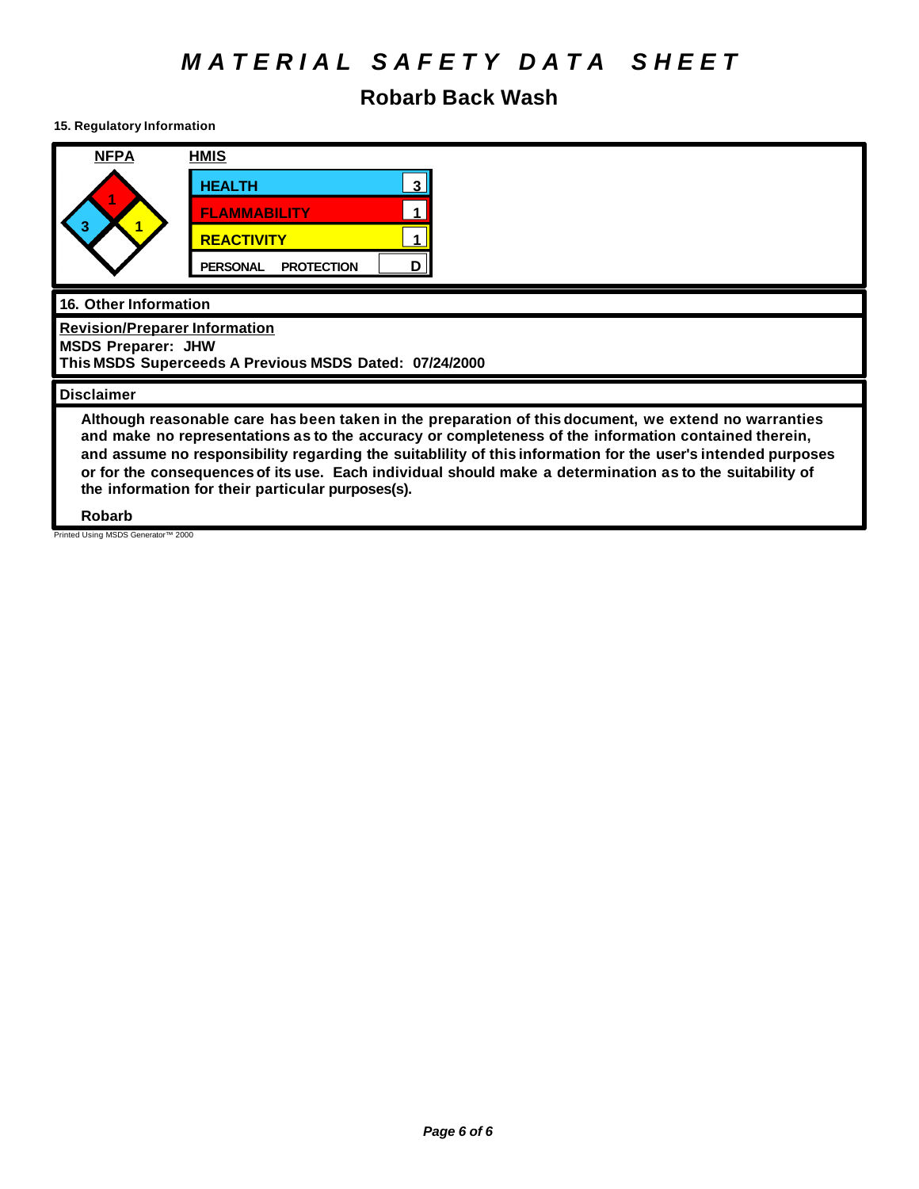# MATERIAL SAFETY DATA SHEET

## Robarb Back Wash

**15. Regulatory Information**

**NFPA**

3
1
1

**HMIS**

| | |
|---|---|
| HEALTH | 3 |
| FLAMMABILITY | 1 |
| REACTIVITY | 1 |
| PERSONAL PROTECTION | D |

**16. Other Information**

**Revision/Preparer Information**

**MSDS Preparer: JHW**

**This MSDS Superceeds A Previous MSDS Dated: 07/24/2000**

**Disclaimer**

**Although reasonable care has been taken in the preparation of this document, we extend no warranties and make no representations as to the accuracy or completeness of the information contained therein, and assume no responsibility regarding the suitablility of this information for the user's intended purposes or for the consequences of its use. Each individual should make a determination as to the suitability of the information for their particular purposes(s).**

**Robarb**

Printed Using MSDS Generator™ 2000